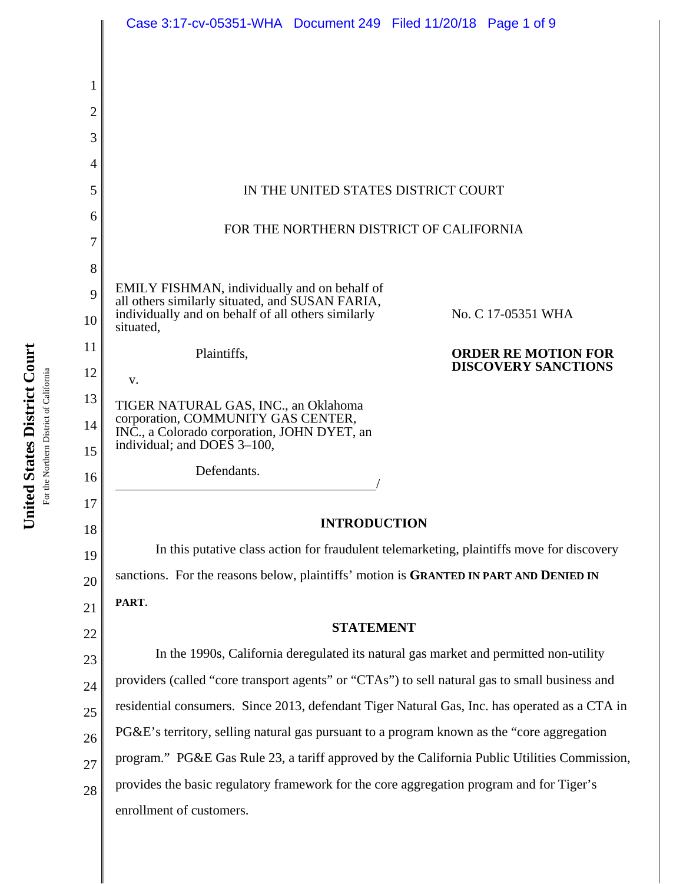IN THE UNITED STATES DISTRICT COURT

FOR THE NORTHERN DISTRICT OF CALIFORNIA

EMILY FISHMAN, individually and on behalf of all others similarly situated, and SUSAN FARIA, individually and on behalf of all others similarly situated,

Plaintiffs,

v.

TIGER NATURAL GAS, INC., an Oklahoma corporation, COMMUNITY GAS CENTER, INC., a Colorado corporation, JOHN DYET, an individual; and DOES 3–100,

Defendants.

No. C 17-05351 WHA

**ORDER RE MOTION FOR DISCOVERY SANCTIONS**

## INTRODUCTION

In this putative class action for fraudulent telemarketing, plaintiffs move for discovery sanctions. For the reasons below, plaintiffs' motion is **GRANTED IN PART AND DENIED IN PART**.

## STATEMENT

In the 1990s, California deregulated its natural gas market and permitted non-utility providers (called "core transport agents" or "CTAs") to sell natural gas to small business and residential consumers. Since 2013, defendant Tiger Natural Gas, Inc. has operated as a CTA in PG&E's territory, selling natural gas pursuant to a program known as the "core aggregation program." PG&E Gas Rule 23, a tariff approved by the California Public Utilities Commission, provides the basic regulatory framework for the core aggregation program and for Tiger's enrollment of customers.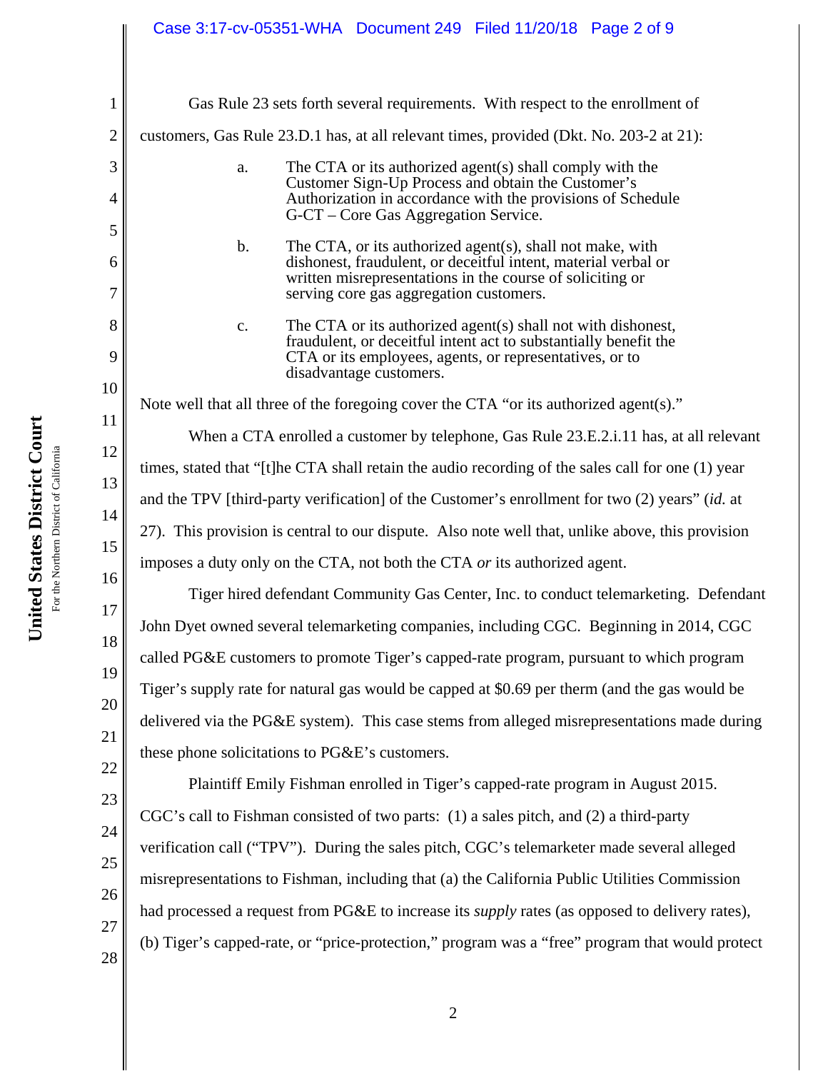Gas Rule 23 sets forth several requirements. With respect to the enrollment of customers, Gas Rule 23.D.1 has, at all relevant times, provided (Dkt. No. 203-2 at 21):

> a. The CTA or its authorized agent(s) shall comply with the Customer Sign-Up Process and obtain the Customer's Authorization in accordance with the provisions of Schedule G-CT – Core Gas Aggregation Service.
>
> b. The CTA, or its authorized agent(s), shall not make, with dishonest, fraudulent, or deceitful intent, material verbal or written misrepresentations in the course of soliciting or serving core gas aggregation customers.
>
> c. The CTA or its authorized agent(s) shall not with dishonest, fraudulent, or deceitful intent act to substantially benefit the CTA or its employees, agents, or representatives, or to disadvantage customers.

Note well that all three of the foregoing cover the CTA "or its authorized agent(s)."

When a CTA enrolled a customer by telephone, Gas Rule 23.E.2.i.11 has, at all relevant times, stated that "[t]he CTA shall retain the audio recording of the sales call for one (1) year and the TPV [third-party verification] of the Customer's enrollment for two (2) years" (*id.* at 27). This provision is central to our dispute. Also note well that, unlike above, this provision imposes a duty only on the CTA, not both the CTA *or* its authorized agent.

Tiger hired defendant Community Gas Center, Inc. to conduct telemarketing. Defendant John Dyet owned several telemarketing companies, including CGC. Beginning in 2014, CGC called PG&E customers to promote Tiger's capped-rate program, pursuant to which program Tiger's supply rate for natural gas would be capped at $0.69 per therm (and the gas would be delivered via the PG&E system). This case stems from alleged misrepresentations made during these phone solicitations to PG&E's customers.

Plaintiff Emily Fishman enrolled in Tiger's capped-rate program in August 2015. CGC's call to Fishman consisted of two parts: (1) a sales pitch, and (2) a third-party verification call ("TPV"). During the sales pitch, CGC's telemarketer made several alleged misrepresentations to Fishman, including that (a) the California Public Utilities Commission had processed a request from PG&E to increase its *supply* rates (as opposed to delivery rates), (b) Tiger's capped-rate, or "price-protection," program was a "free" program that would protect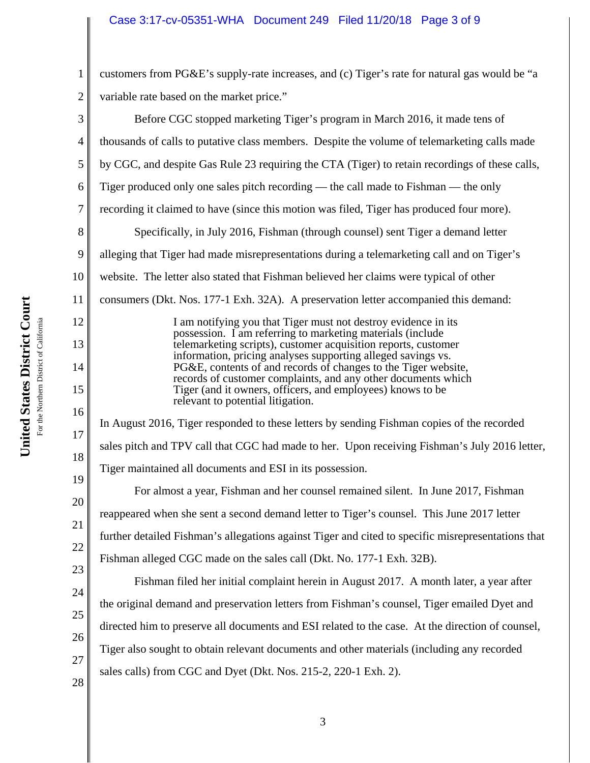customers from PG&E's supply-rate increases, and (c) Tiger's rate for natural gas would be "a variable rate based on the market price."

Before CGC stopped marketing Tiger's program in March 2016, it made tens of thousands of calls to putative class members. Despite the volume of telemarketing calls made by CGC, and despite Gas Rule 23 requiring the CTA (Tiger) to retain recordings of these calls, Tiger produced only one sales pitch recording — the call made to Fishman — the only recording it claimed to have (since this motion was filed, Tiger has produced four more).

Specifically, in July 2016, Fishman (through counsel) sent Tiger a demand letter alleging that Tiger had made misrepresentations during a telemarketing call and on Tiger's website. The letter also stated that Fishman believed her claims were typical of other consumers (Dkt. Nos. 177-1 Exh. 32A). A preservation letter accompanied this demand:

> I am notifying you that Tiger must not destroy evidence in its possession. I am referring to marketing materials (include telemarketing scripts), customer acquisition reports, customer information, pricing analyses supporting alleged savings vs. PG&E, contents of and records of changes to the Tiger website, records of customer complaints, and any other documents which Tiger (and it owners, officers, and employees) knows to be relevant to potential litigation.

In August 2016, Tiger responded to these letters by sending Fishman copies of the recorded sales pitch and TPV call that CGC had made to her. Upon receiving Fishman's July 2016 letter, Tiger maintained all documents and ESI in its possession.

For almost a year, Fishman and her counsel remained silent. In June 2017, Fishman reappeared when she sent a second demand letter to Tiger's counsel. This June 2017 letter further detailed Fishman's allegations against Tiger and cited to specific misrepresentations that Fishman alleged CGC made on the sales call (Dkt. No. 177-1 Exh. 32B).

Fishman filed her initial complaint herein in August 2017. A month later, a year after the original demand and preservation letters from Fishman's counsel, Tiger emailed Dyet and directed him to preserve all documents and ESI related to the case. At the direction of counsel, Tiger also sought to obtain relevant documents and other materials (including any recorded sales calls) from CGC and Dyet (Dkt. Nos. 215-2, 220-1 Exh. 2).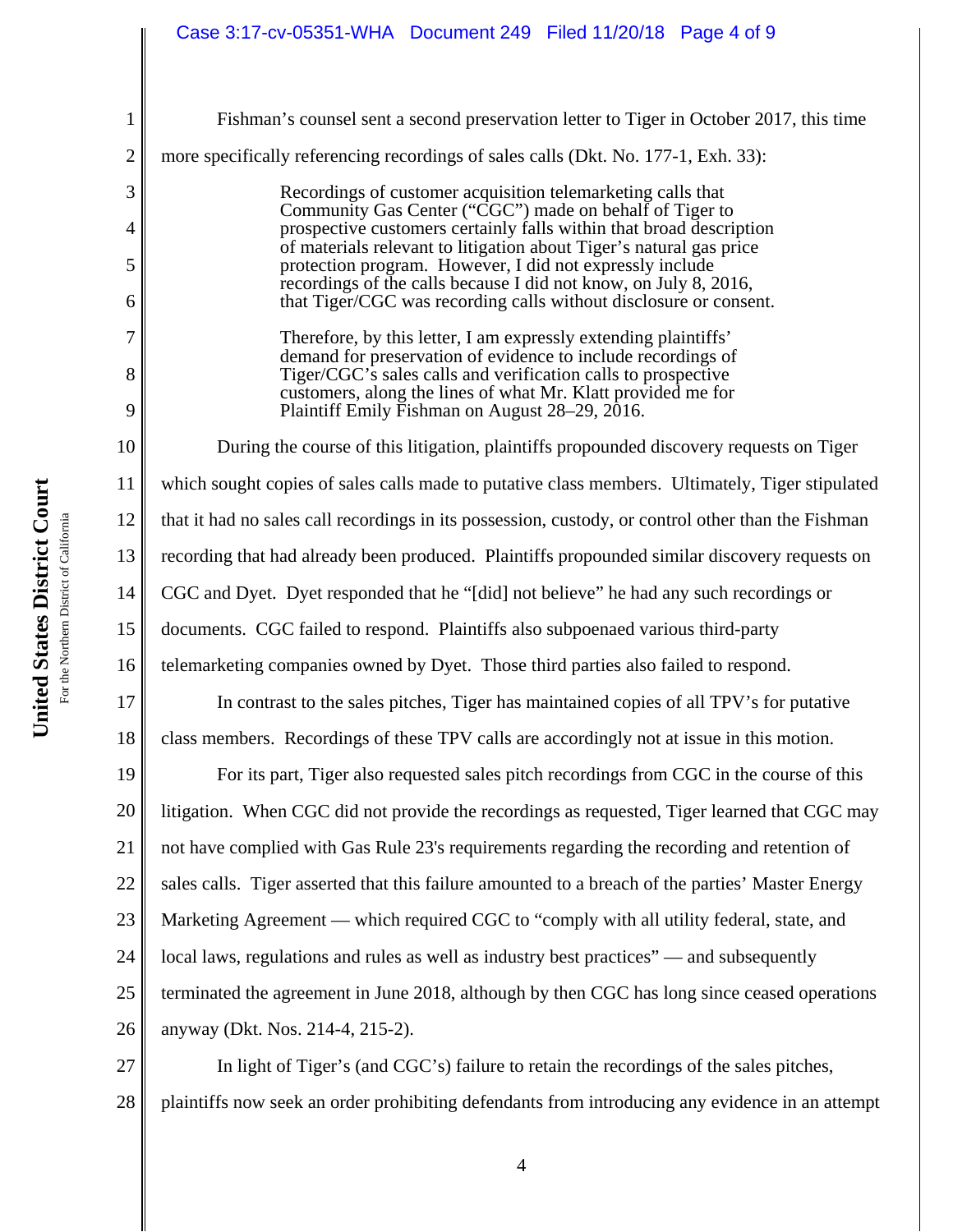Fishman's counsel sent a second preservation letter to Tiger in October 2017, this time more specifically referencing recordings of sales calls (Dkt. No. 177-1, Exh. 33):

> Recordings of customer acquisition telemarketing calls that Community Gas Center ("CGC") made on behalf of Tiger to prospective customers certainly falls within that broad description of materials relevant to litigation about Tiger's natural gas price protection program. However, I did not expressly include recordings of the calls because I did not know, on July 8, 2016, that Tiger/CGC was recording calls without disclosure or consent.
>
> Therefore, by this letter, I am expressly extending plaintiffs' demand for preservation of evidence to include recordings of Tiger/CGC's sales calls and verification calls to prospective customers, along the lines of what Mr. Klatt provided me for Plaintiff Emily Fishman on August 28–29, 2016.

During the course of this litigation, plaintiffs propounded discovery requests on Tiger which sought copies of sales calls made to putative class members. Ultimately, Tiger stipulated that it had no sales call recordings in its possession, custody, or control other than the Fishman recording that had already been produced. Plaintiffs propounded similar discovery requests on CGC and Dyet. Dyet responded that he "[did] not believe" he had any such recordings or documents. CGC failed to respond. Plaintiffs also subpoenaed various third-party telemarketing companies owned by Dyet. Those third parties also failed to respond.

In contrast to the sales pitches, Tiger has maintained copies of all TPV's for putative class members. Recordings of these TPV calls are accordingly not at issue in this motion.

For its part, Tiger also requested sales pitch recordings from CGC in the course of this litigation. When CGC did not provide the recordings as requested, Tiger learned that CGC may not have complied with Gas Rule 23's requirements regarding the recording and retention of sales calls. Tiger asserted that this failure amounted to a breach of the parties' Master Energy Marketing Agreement — which required CGC to "comply with all utility federal, state, and local laws, regulations and rules as well as industry best practices" — and subsequently terminated the agreement in June 2018, although by then CGC has long since ceased operations anyway (Dkt. Nos. 214-4, 215-2).

In light of Tiger's (and CGC's) failure to retain the recordings of the sales pitches, plaintiffs now seek an order prohibiting defendants from introducing any evidence in an attempt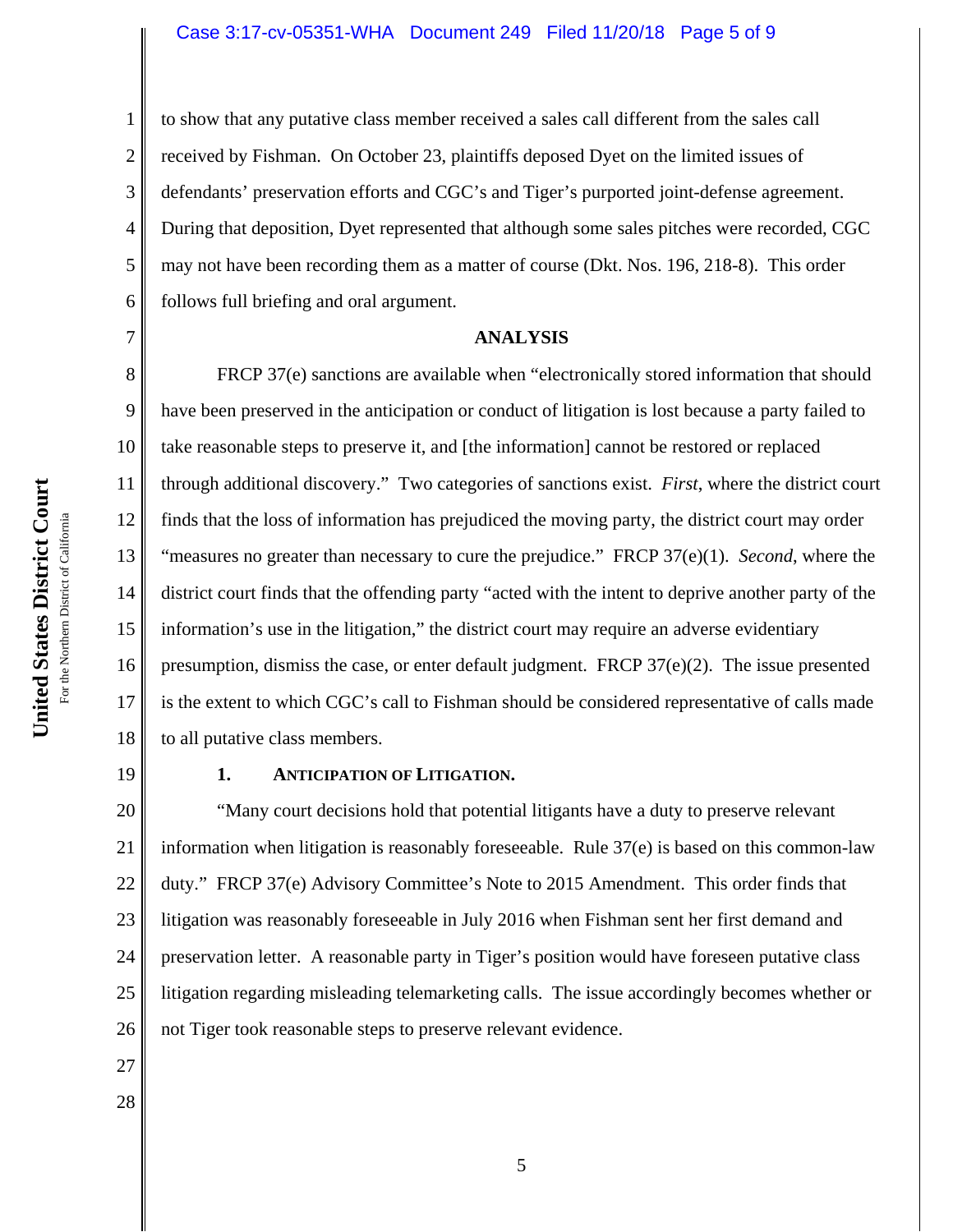to show that any putative class member received a sales call different from the sales call received by Fishman. On October 23, plaintiffs deposed Dyet on the limited issues of defendants' preservation efforts and CGC's and Tiger's purported joint-defense agreement. During that deposition, Dyet represented that although some sales pitches were recorded, CGC may not have been recording them as a matter of course (Dkt. Nos. 196, 218-8). This order follows full briefing and oral argument.

## ANALYSIS

FRCP 37(e) sanctions are available when "electronically stored information that should have been preserved in the anticipation or conduct of litigation is lost because a party failed to take reasonable steps to preserve it, and [the information] cannot be restored or replaced through additional discovery." Two categories of sanctions exist. *First*, where the district court finds that the loss of information has prejudiced the moving party, the district court may order "measures no greater than necessary to cure the prejudice." FRCP 37(e)(1). *Second*, where the district court finds that the offending party "acted with the intent to deprive another party of the information's use in the litigation," the district court may require an adverse evidentiary presumption, dismiss the case, or enter default judgment. FRCP 37(e)(2). The issue presented is the extent to which CGC's call to Fishman should be considered representative of calls made to all putative class members.

### 1. ANTICIPATION OF LITIGATION.

"Many court decisions hold that potential litigants have a duty to preserve relevant information when litigation is reasonably foreseeable. Rule 37(e) is based on this common-law duty." FRCP 37(e) Advisory Committee's Note to 2015 Amendment. This order finds that litigation was reasonably foreseeable in July 2016 when Fishman sent her first demand and preservation letter. A reasonable party in Tiger's position would have foreseen putative class litigation regarding misleading telemarketing calls. The issue accordingly becomes whether or not Tiger took reasonable steps to preserve relevant evidence.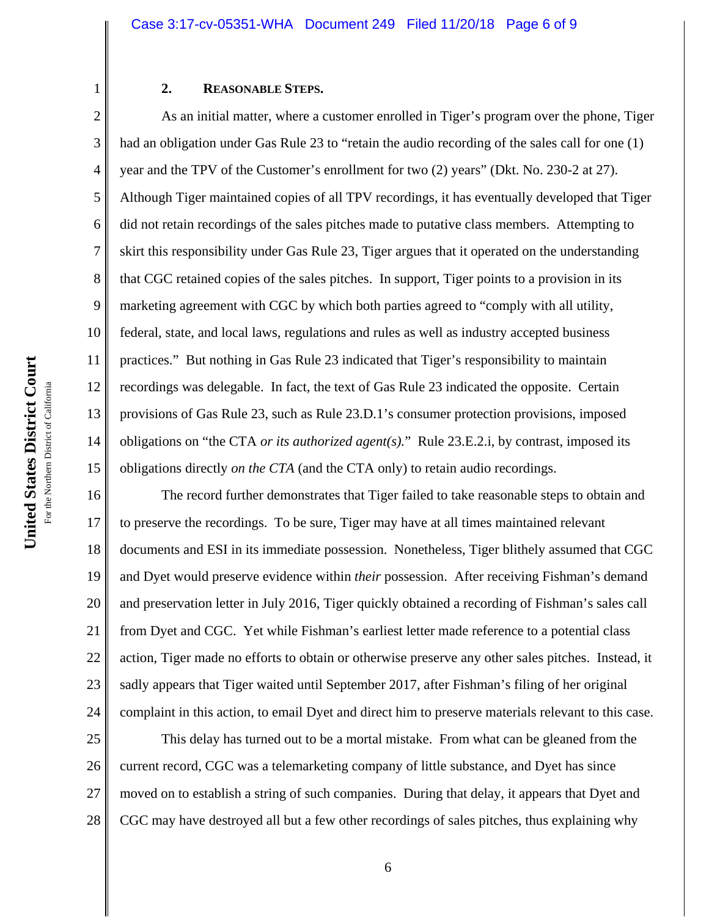### 2. Reasonable Steps.

As an initial matter, where a customer enrolled in Tiger's program over the phone, Tiger had an obligation under Gas Rule 23 to "retain the audio recording of the sales call for one (1) year and the TPV of the Customer's enrollment for two (2) years" (Dkt. No. 230-2 at 27). Although Tiger maintained copies of all TPV recordings, it has eventually developed that Tiger did not retain recordings of the sales pitches made to putative class members. Attempting to skirt this responsibility under Gas Rule 23, Tiger argues that it operated on the understanding that CGC retained copies of the sales pitches. In support, Tiger points to a provision in its marketing agreement with CGC by which both parties agreed to "comply with all utility, federal, state, and local laws, regulations and rules as well as industry accepted business practices." But nothing in Gas Rule 23 indicated that Tiger's responsibility to maintain recordings was delegable. In fact, the text of Gas Rule 23 indicated the opposite. Certain provisions of Gas Rule 23, such as Rule 23.D.1's consumer protection provisions, imposed obligations on "the CTA *or its authorized agent(s).*" Rule 23.E.2.i, by contrast, imposed its obligations directly *on the CTA* (and the CTA only) to retain audio recordings.

The record further demonstrates that Tiger failed to take reasonable steps to obtain and to preserve the recordings. To be sure, Tiger may have at all times maintained relevant documents and ESI in its immediate possession. Nonetheless, Tiger blithely assumed that CGC and Dyet would preserve evidence within *their* possession. After receiving Fishman's demand and preservation letter in July 2016, Tiger quickly obtained a recording of Fishman's sales call from Dyet and CGC. Yet while Fishman's earliest letter made reference to a potential class action, Tiger made no efforts to obtain or otherwise preserve any other sales pitches. Instead, it sadly appears that Tiger waited until September 2017, after Fishman's filing of her original complaint in this action, to email Dyet and direct him to preserve materials relevant to this case.

This delay has turned out to be a mortal mistake. From what can be gleaned from the current record, CGC was a telemarketing company of little substance, and Dyet has since moved on to establish a string of such companies. During that delay, it appears that Dyet and CGC may have destroyed all but a few other recordings of sales pitches, thus explaining why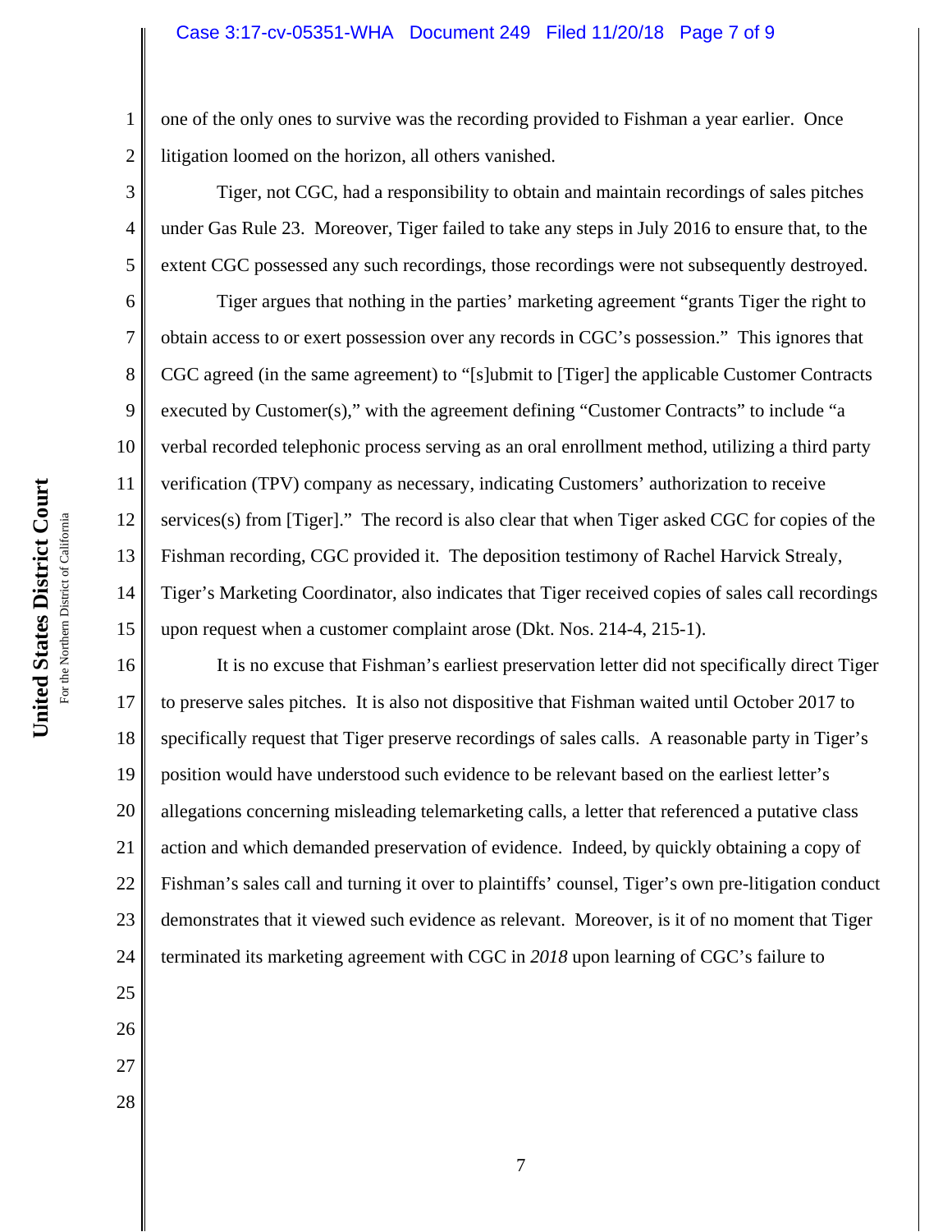one of the only ones to survive was the recording provided to Fishman a year earlier. Once litigation loomed on the horizon, all others vanished.

Tiger, not CGC, had a responsibility to obtain and maintain recordings of sales pitches under Gas Rule 23. Moreover, Tiger failed to take any steps in July 2016 to ensure that, to the extent CGC possessed any such recordings, those recordings were not subsequently destroyed.

Tiger argues that nothing in the parties' marketing agreement "grants Tiger the right to obtain access to or exert possession over any records in CGC's possession." This ignores that CGC agreed (in the same agreement) to "[s]ubmit to [Tiger] the applicable Customer Contracts executed by Customer(s)," with the agreement defining "Customer Contracts" to include "a verbal recorded telephonic process serving as an oral enrollment method, utilizing a third party verification (TPV) company as necessary, indicating Customers' authorization to receive services(s) from [Tiger]." The record is also clear that when Tiger asked CGC for copies of the Fishman recording, CGC provided it. The deposition testimony of Rachel Harvick Strealy, Tiger's Marketing Coordinator, also indicates that Tiger received copies of sales call recordings upon request when a customer complaint arose (Dkt. Nos. 214-4, 215-1).

It is no excuse that Fishman's earliest preservation letter did not specifically direct Tiger to preserve sales pitches. It is also not dispositive that Fishman waited until October 2017 to specifically request that Tiger preserve recordings of sales calls. A reasonable party in Tiger's position would have understood such evidence to be relevant based on the earliest letter's allegations concerning misleading telemarketing calls, a letter that referenced a putative class action and which demanded preservation of evidence. Indeed, by quickly obtaining a copy of Fishman's sales call and turning it over to plaintiffs' counsel, Tiger's own pre-litigation conduct demonstrates that it viewed such evidence as relevant. Moreover, is it of no moment that Tiger terminated its marketing agreement with CGC in *2018* upon learning of CGC's failure to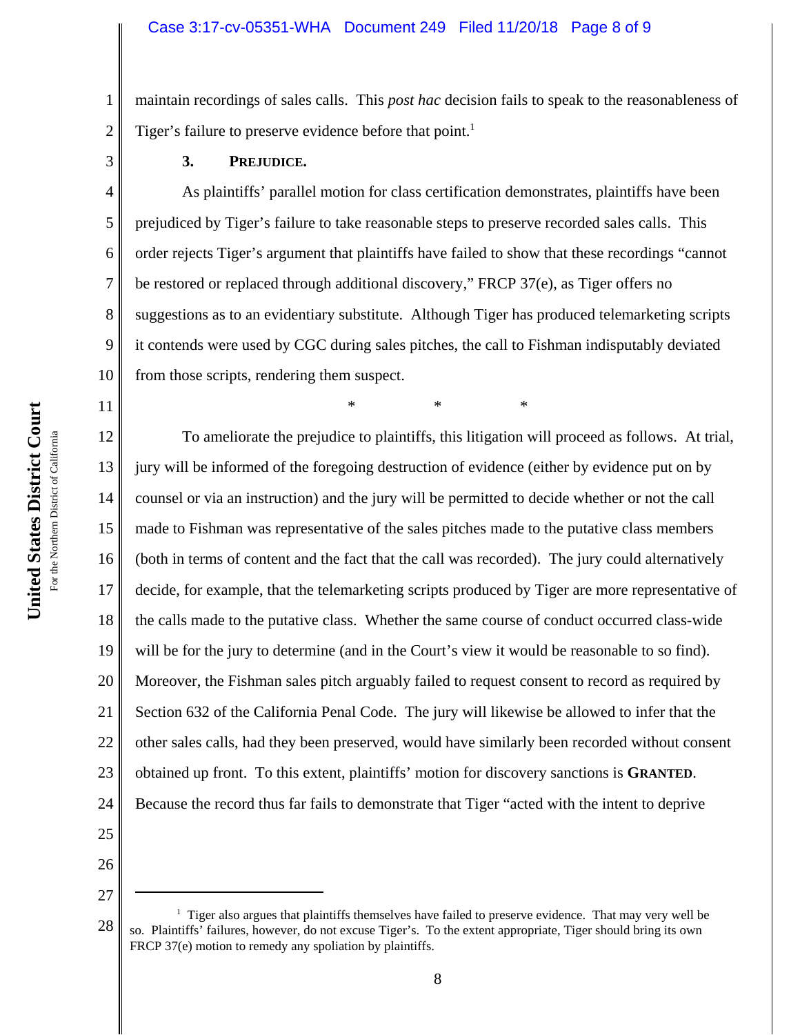maintain recordings of sales calls. This *post hac* decision fails to speak to the reasonableness of Tiger's failure to preserve evidence before that point.[1]

### 3. PREJUDICE.

As plaintiffs' parallel motion for class certification demonstrates, plaintiffs have been prejudiced by Tiger's failure to take reasonable steps to preserve recorded sales calls. This order rejects Tiger's argument that plaintiffs have failed to show that these recordings "cannot be restored or replaced through additional discovery," FRCP 37(e), as Tiger offers no suggestions as to an evidentiary substitute. Although Tiger has produced telemarketing scripts it contends were used by CGC during sales pitches, the call to Fishman indisputably deviated from those scripts, rendering them suspect.

\* \* \*

To ameliorate the prejudice to plaintiffs, this litigation will proceed as follows. At trial, jury will be informed of the foregoing destruction of evidence (either by evidence put on by counsel or via an instruction) and the jury will be permitted to decide whether or not the call made to Fishman was representative of the sales pitches made to the putative class members (both in terms of content and the fact that the call was recorded). The jury could alternatively decide, for example, that the telemarketing scripts produced by Tiger are more representative of the calls made to the putative class. Whether the same course of conduct occurred class-wide will be for the jury to determine (and in the Court's view it would be reasonable to so find). Moreover, the Fishman sales pitch arguably failed to request consent to record as required by Section 632 of the California Penal Code. The jury will likewise be allowed to infer that the other sales calls, had they been preserved, would have similarly been recorded without consent obtained up front. To this extent, plaintiffs' motion for discovery sanctions is **GRANTED**. Because the record thus far fails to demonstrate that Tiger "acted with the intent to deprive

---

[1] Tiger also argues that plaintiffs themselves have failed to preserve evidence. That may very well be so. Plaintiffs' failures, however, do not excuse Tiger's. To the extent appropriate, Tiger should bring its own FRCP 37(e) motion to remedy any spoliation by plaintiffs.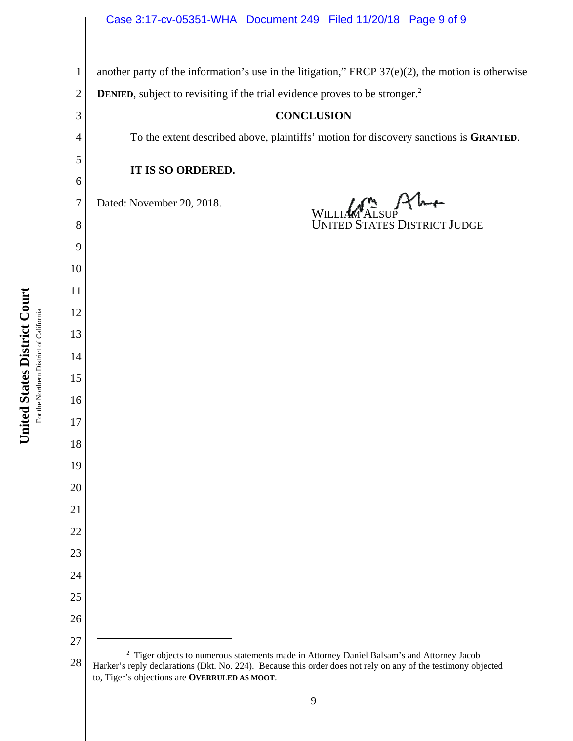another party of the information's use in the litigation," FRCP 37(e)(2), the motion is otherwise **DENIED**, subject to revisiting if the trial evidence proves to be stronger.[2]

## CONCLUSION

To the extent described above, plaintiffs' motion for discovery sanctions is **GRANTED**.

**IT IS SO ORDERED.**

Dated: November 20, 2018.

WILLIAM ALSUP
UNITED STATES DISTRICT JUDGE

[2] Tiger objects to numerous statements made in Attorney Daniel Balsam's and Attorney Jacob Harker's reply declarations (Dkt. No. 224). Because this order does not rely on any of the testimony objected to, Tiger's objections are **OVERRULED AS MOOT**.